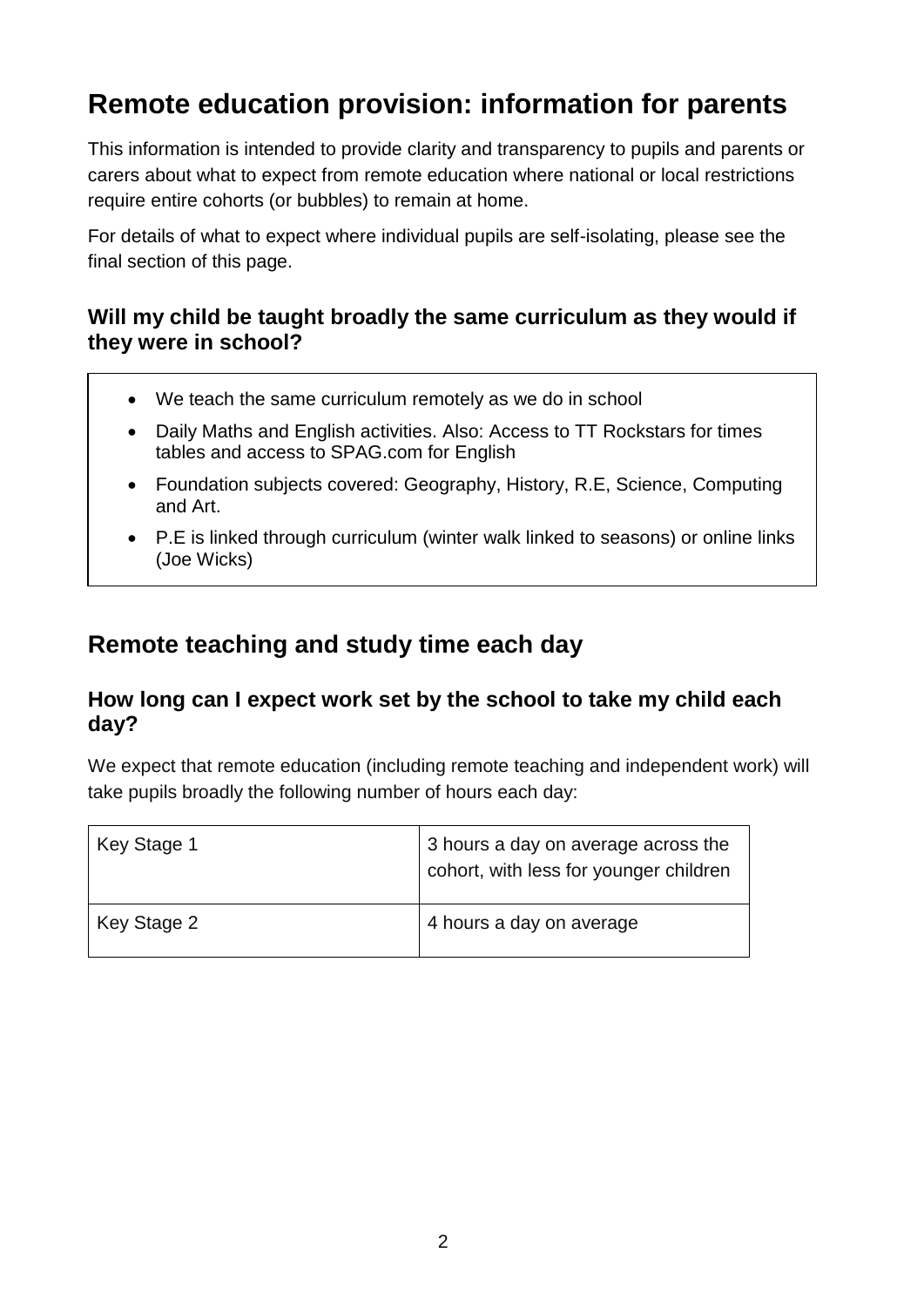# Remote education provision: information for parents

This information is intended to provide clarity and transparency to pupils and parents or carers about what to expect from remote education where national or local restrictions require entire cohorts (or bubbles) to remain at home.

For details of what to expect where individual pupils are self-isolating, please see the final section of this page.

### Will my child be taught broadly the same curriculum as they would if they were in school?

- We teach the same curriculum remotely as we do in school
- Daily Maths and English activities. Also: Access to TT Rockstars for times tables and access to SPAG.com for English
- Foundation subjects covered: Geography, History, R.E, Science, Computing and Art.
- P.E is linked through curriculum (winter walk linked to seasons) or online links (Joe Wicks)

## Remote teaching and study time each day

### How long can I expect work set by the school to take my child each day?

We expect that remote education (including remote teaching and independent work) will take pupils broadly the following number of hours each day:

| Key Stage | Hours |
| --- | --- |
| Key Stage 1 | 3 hours a day on average across the cohort, with less for younger children |
| Key Stage 2 | 4 hours a day on average |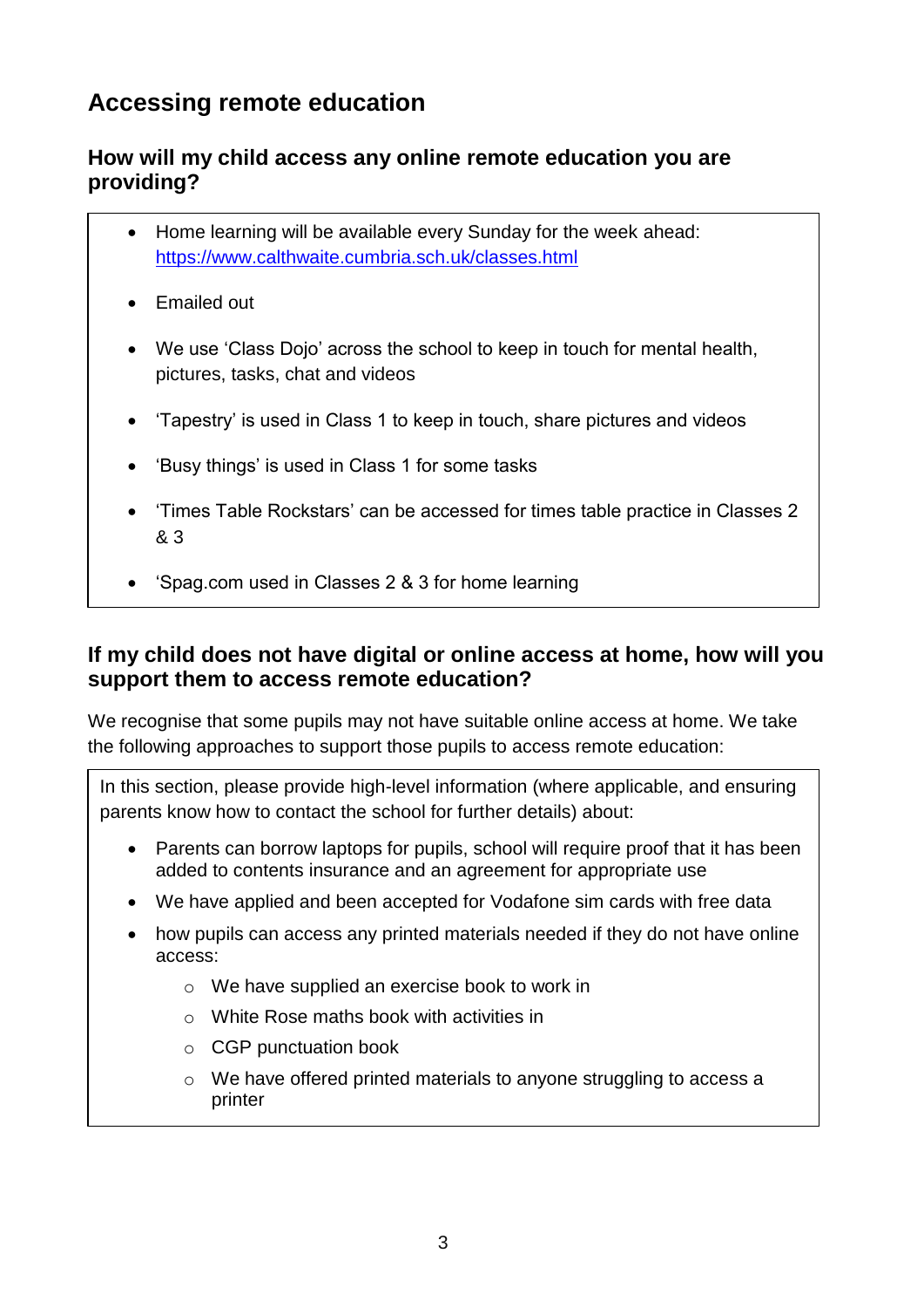## Accessing remote education

### How will my child access any online remote education you are providing?

- Home learning will be available every Sunday for the week ahead: https://www.calthwaite.cumbria.sch.uk/classes.html
- Emailed out
- We use 'Class Dojo' across the school to keep in touch for mental health, pictures, tasks, chat and videos
- 'Tapestry' is used in Class 1 to keep in touch, share pictures and videos
- 'Busy things' is used in Class 1 for some tasks
- 'Times Table Rockstars' can be accessed for times table practice in Classes 2 & 3
- 'Spag.com used in Classes 2 & 3 for home learning

### If my child does not have digital or online access at home, how will you support them to access remote education?

We recognise that some pupils may not have suitable online access at home. We take the following approaches to support those pupils to access remote education:

In this section, please provide high-level information (where applicable, and ensuring parents know how to contact the school for further details) about:

- Parents can borrow laptops for pupils, school will require proof that it has been added to contents insurance and an agreement for appropriate use
- We have applied and been accepted for Vodafone sim cards with free data
- how pupils can access any printed materials needed if they do not have online access:
  - We have supplied an exercise book to work in
  - White Rose maths book with activities in
  - CGP punctuation book
  - We have offered printed materials to anyone struggling to access a printer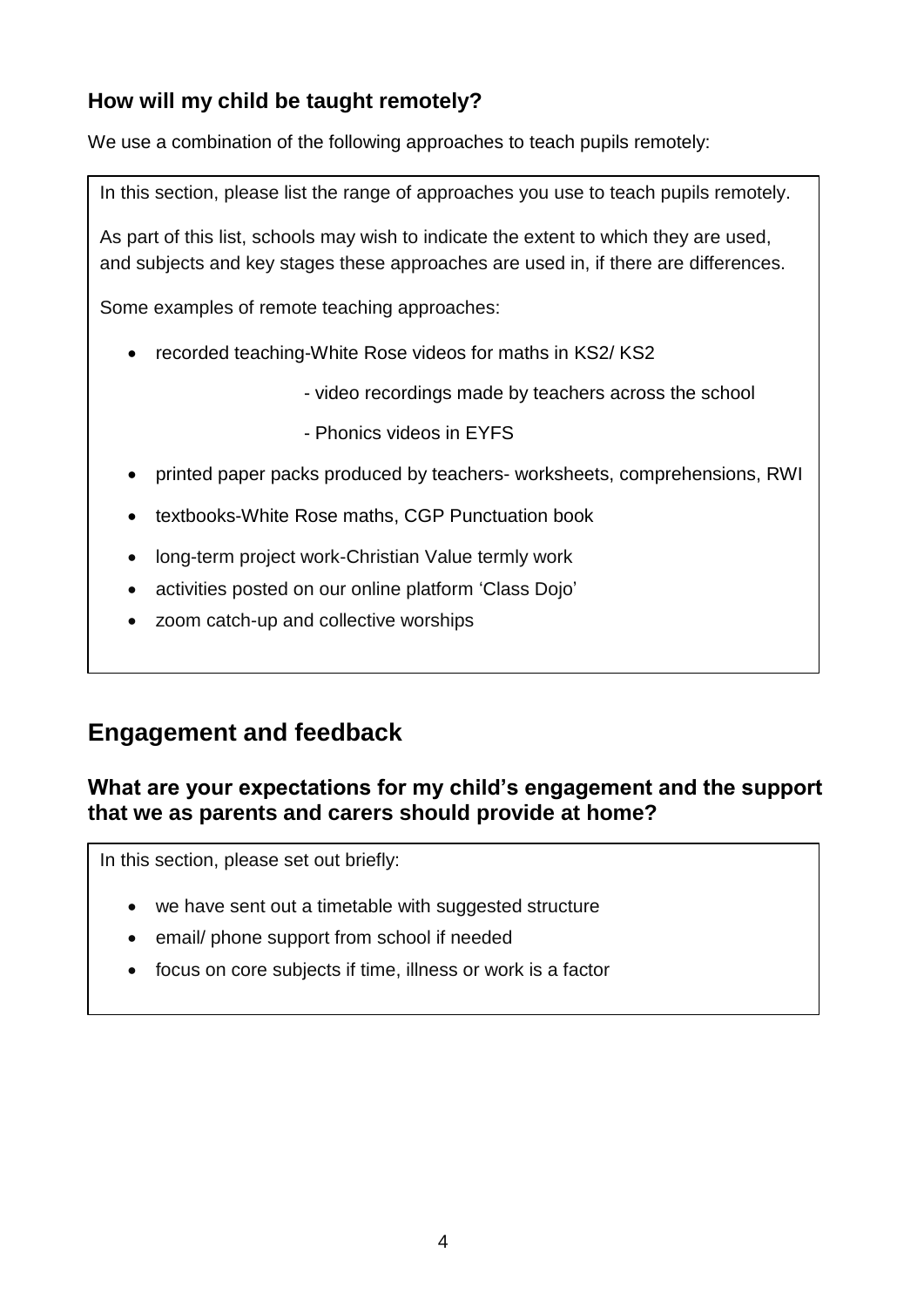### How will my child be taught remotely?

We use a combination of the following approaches to teach pupils remotely:

In this section, please list the range of approaches you use to teach pupils remotely.

As part of this list, schools may wish to indicate the extent to which they are used, and subjects and key stages these approaches are used in, if there are differences.

Some examples of remote teaching approaches:

- recorded teaching-White Rose videos for maths in KS2/ KS2
  - video recordings made by teachers across the school
  - Phonics videos in EYFS
- printed paper packs produced by teachers- worksheets, comprehensions, RWI
- textbooks-White Rose maths, CGP Punctuation book
- long-term project work-Christian Value termly work
- activities posted on our online platform 'Class Dojo'
- zoom catch-up and collective worships

## Engagement and feedback

### What are your expectations for my child's engagement and the support that we as parents and carers should provide at home?

In this section, please set out briefly:

- we have sent out a timetable with suggested structure
- email/ phone support from school if needed
- focus on core subjects if time, illness or work is a factor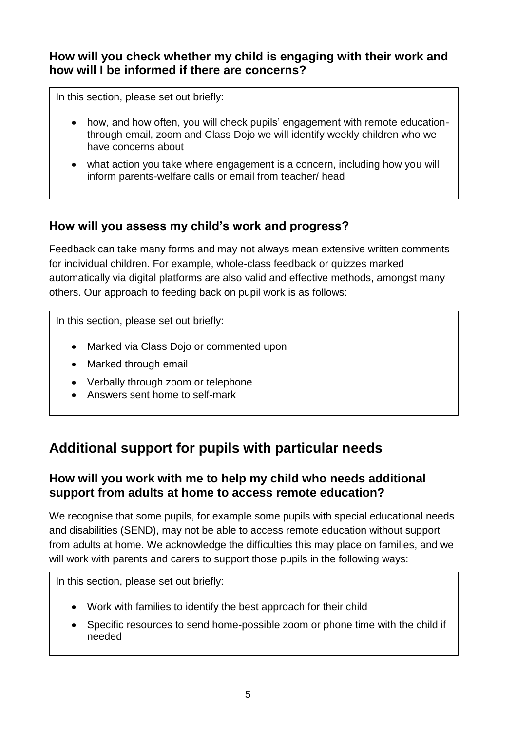### How will you check whether my child is engaging with their work and how will I be informed if there are concerns?

In this section, please set out briefly:

- how, and how often, you will check pupils' engagement with remote education-through email, zoom and Class Dojo we will identify weekly children who we have concerns about
- what action you take where engagement is a concern, including how you will inform parents-welfare calls or email from teacher/ head

### How will you assess my child's work and progress?

Feedback can take many forms and may not always mean extensive written comments for individual children. For example, whole-class feedback or quizzes marked automatically via digital platforms are also valid and effective methods, amongst many others. Our approach to feeding back on pupil work is as follows:

In this section, please set out briefly:

- Marked via Class Dojo or commented upon
- Marked through email
- Verbally through zoom or telephone
- Answers sent home to self-mark

## Additional support for pupils with particular needs

### How will you work with me to help my child who needs additional support from adults at home to access remote education?

We recognise that some pupils, for example some pupils with special educational needs and disabilities (SEND), may not be able to access remote education without support from adults at home. We acknowledge the difficulties this may place on families, and we will work with parents and carers to support those pupils in the following ways:

In this section, please set out briefly:

- Work with families to identify the best approach for their child
- Specific resources to send home-possible zoom or phone time with the child if needed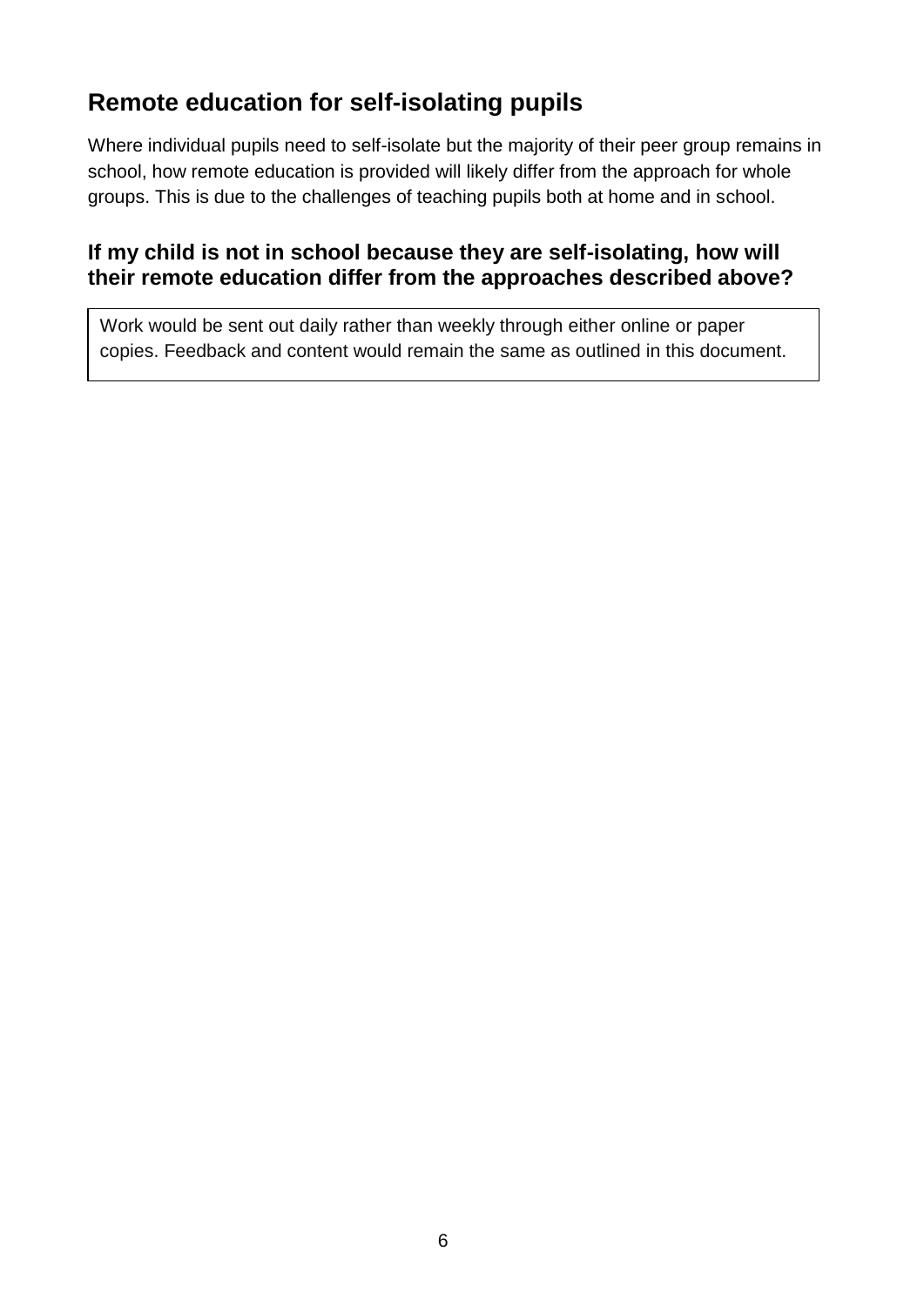## Remote education for self-isolating pupils

Where individual pupils need to self-isolate but the majority of their peer group remains in school, how remote education is provided will likely differ from the approach for whole groups. This is due to the challenges of teaching pupils both at home and in school.

### If my child is not in school because they are self-isolating, how will their remote education differ from the approaches described above?

Work would be sent out daily rather than weekly through either online or paper copies. Feedback and content would remain the same as outlined in this document.